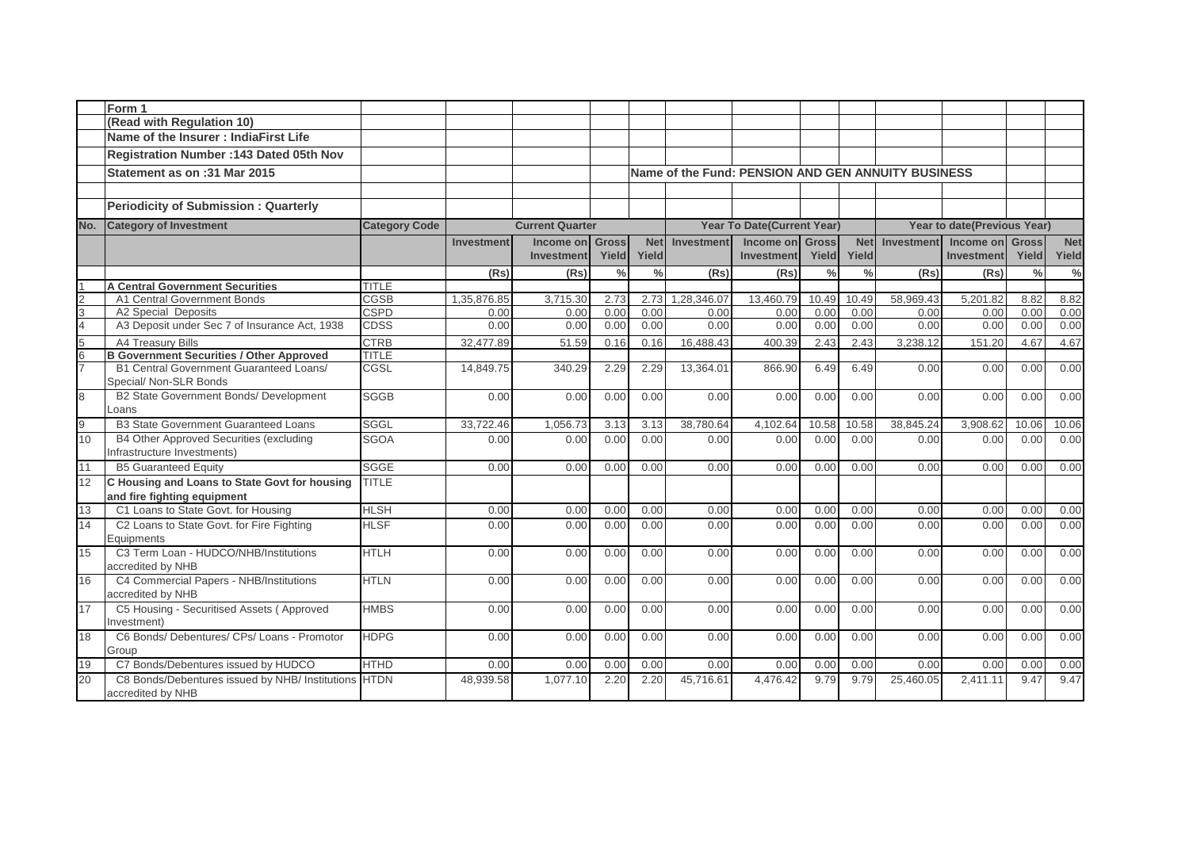| | Form 1 | | | | | | | | | | | | | |
|---|---|---|---|---|---|---|---|---|---|---|---|---|---|---|
| | (Read with Regulation 10) | | | | | | | | | | | | | |
| | Name of the Insurer : IndiaFirst Life | | | | | | | | | | | | | |
| | Registration Number :143 Dated 05th Nov | | | | | | | | | | | | | |
| | Statement as on :31 Mar 2015 | | | | | | Name of the Fund: PENSION AND GEN ANNUITY BUSINESS | | | | | | | |
| | | | | | | | | | | | | | | |
| | Periodicity of Submission : Quarterly | | | | | | | | | | | | | |
| No. | Category of Investment | Category Code | Current Quarter | | | | Year To Date(Current Year) | | | | Year to date(Previous Year) | | | |
| | | | Investment | Income on Investment | Gross Yield | Net Yield | Investment | Income on Investment | Gross Yield | Net Yield | Investment | Income on Investment | Gross Yield | Net Yield |
| | | | (Rs) | (Rs) | % | % | (Rs) | (Rs) | % | % | (Rs) | (Rs) | % | % |
| 1 | A Central Government Securities | TITLE | | | | | | | | | | | | |
| 2 | A1 Central Government Bonds | CGSB | 1,35,876.85 | 3,715.30 | 2.73 | 2.73 | 1,28,346.07 | 13,460.79 | 10.49 | 10.49 | 58,969.43 | 5,201.82 | 8.82 | 8.82 |
| 3 | A2 Special Deposits | CSPD | 0.00 | 0.00 | 0.00 | 0.00 | 0.00 | 0.00 | 0.00 | 0.00 | 0.00 | 0.00 | 0.00 | 0.00 |
| 4 | A3 Deposit under Sec 7 of Insurance Act, 1938 | CDSS | 0.00 | 0.00 | 0.00 | 0.00 | 0.00 | 0.00 | 0.00 | 0.00 | 0.00 | 0.00 | 0.00 | 0.00 |
| 5 | A4 Treasury Bills | CTRB | 32,477.89 | 51.59 | 0.16 | 0.16 | 16,488.43 | 400.39 | 2.43 | 2.43 | 3,238.12 | 151.20 | 4.67 | 4.67 |
| 6 | B Government Securities / Other Approved | TITLE | | | | | | | | | | | | |
| 7 | B1 Central Government Guaranteed Loans/ Special/ Non-SLR Bonds | CGSL | 14,849.75 | 340.29 | 2.29 | 2.29 | 13,364.01 | 866.90 | 6.49 | 6.49 | 0.00 | 0.00 | 0.00 | 0.00 |
| 8 | B2 State Government Bonds/ Development Loans | SGGB | 0.00 | 0.00 | 0.00 | 0.00 | 0.00 | 0.00 | 0.00 | 0.00 | 0.00 | 0.00 | 0.00 | 0.00 |
| 9 | B3 State Government Guaranteed Loans | SGGL | 33,722.46 | 1,056.73 | 3.13 | 3.13 | 38,780.64 | 4,102.64 | 10.58 | 10.58 | 38,845.24 | 3,908.62 | 10.06 | 10.06 |
| 10 | B4 Other Approved Securities (excluding Infrastructure Investments) | SGOA | 0.00 | 0.00 | 0.00 | 0.00 | 0.00 | 0.00 | 0.00 | 0.00 | 0.00 | 0.00 | 0.00 | 0.00 |
| 11 | B5 Guaranteed Equity | SGGE | 0.00 | 0.00 | 0.00 | 0.00 | 0.00 | 0.00 | 0.00 | 0.00 | 0.00 | 0.00 | 0.00 | 0.00 |
| 12 | C Housing and Loans to State Govt for housing and fire fighting equipment | TITLE | | | | | | | | | | | | |
| 13 | C1 Loans to State Govt. for Housing | HLSH | 0.00 | 0.00 | 0.00 | 0.00 | 0.00 | 0.00 | 0.00 | 0.00 | 0.00 | 0.00 | 0.00 | 0.00 |
| 14 | C2 Loans to State Govt. for Fire Fighting Equipments | HLSF | 0.00 | 0.00 | 0.00 | 0.00 | 0.00 | 0.00 | 0.00 | 0.00 | 0.00 | 0.00 | 0.00 | 0.00 |
| 15 | C3 Term Loan - HUDCO/NHB/Institutions accredited by NHB | HTLH | 0.00 | 0.00 | 0.00 | 0.00 | 0.00 | 0.00 | 0.00 | 0.00 | 0.00 | 0.00 | 0.00 | 0.00 |
| 16 | C4 Commercial Papers - NHB/Institutions accredited by NHB | HTLN | 0.00 | 0.00 | 0.00 | 0.00 | 0.00 | 0.00 | 0.00 | 0.00 | 0.00 | 0.00 | 0.00 | 0.00 |
| 17 | C5 Housing - Securitised Assets ( Approved Investment) | HMBS | 0.00 | 0.00 | 0.00 | 0.00 | 0.00 | 0.00 | 0.00 | 0.00 | 0.00 | 0.00 | 0.00 | 0.00 |
| 18 | C6 Bonds/ Debentures/ CPs/ Loans - Promotor Group | HDPG | 0.00 | 0.00 | 0.00 | 0.00 | 0.00 | 0.00 | 0.00 | 0.00 | 0.00 | 0.00 | 0.00 | 0.00 |
| 19 | C7 Bonds/Debentures issued by HUDCO | HTHD | 0.00 | 0.00 | 0.00 | 0.00 | 0.00 | 0.00 | 0.00 | 0.00 | 0.00 | 0.00 | 0.00 | 0.00 |
| 20 | C8 Bonds/Debentures issued by NHB/ Institutions accredited by NHB | HTDN | 48,939.58 | 1,077.10 | 2.20 | 2.20 | 45,716.61 | 4,476.42 | 9.79 | 9.79 | 25,460.05 | 2,411.11 | 9.47 | 9.47 |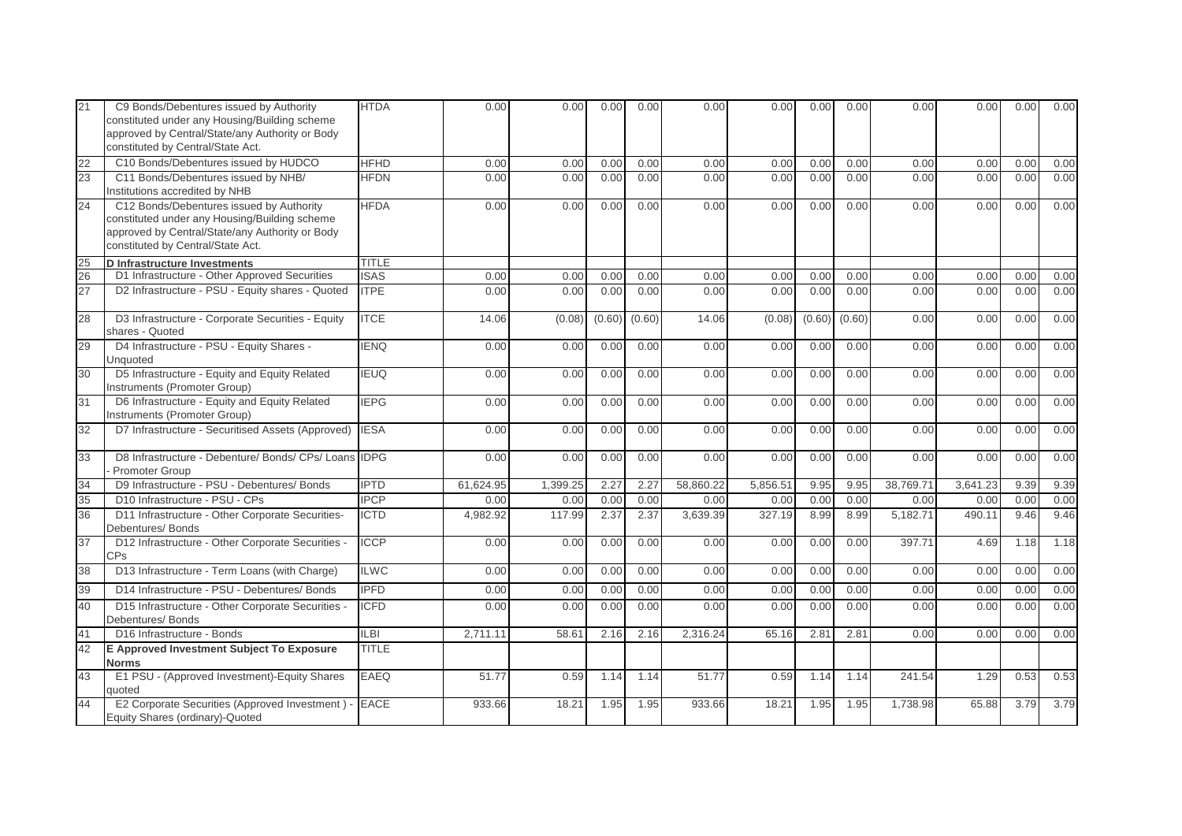| 21 | C9 Bonds/Debentures issued by Authority constituted under any Housing/Building scheme approved by Central/State/any Authority or Body constituted by Central/State Act. | HTDA | 0.00 | 0.00 | 0.00 | 0.00 | 0.00 | 0.00 | 0.00 | 0.00 | 0.00 | 0.00 | 0.00 | 0.00 |
|---|---|---|---|---|---|---|---|---|---|---|---|---|---|---|
| 22 | C10 Bonds/Debentures issued by HUDCO | HFHD | 0.00 | 0.00 | 0.00 | 0.00 | 0.00 | 0.00 | 0.00 | 0.00 | 0.00 | 0.00 | 0.00 | 0.00 |
| 23 | C11 Bonds/Debentures issued by NHB/ Institutions accredited by NHB | HFDN | 0.00 | 0.00 | 0.00 | 0.00 | 0.00 | 0.00 | 0.00 | 0.00 | 0.00 | 0.00 | 0.00 | 0.00 |
| 24 | C12 Bonds/Debentures issued by Authority constituted under any Housing/Building scheme approved by Central/State/any Authority or Body constituted by Central/State Act. | HFDA | 0.00 | 0.00 | 0.00 | 0.00 | 0.00 | 0.00 | 0.00 | 0.00 | 0.00 | 0.00 | 0.00 | 0.00 |
| 25 | **D Infrastructure Investments** | TITLE | | | | | | | | | | | | |
| 26 | D1 Infrastructure - Other Approved Securities | ISAS | 0.00 | 0.00 | 0.00 | 0.00 | 0.00 | 0.00 | 0.00 | 0.00 | 0.00 | 0.00 | 0.00 | 0.00 |
| 27 | D2 Infrastructure - PSU - Equity shares - Quoted | ITPE | 0.00 | 0.00 | 0.00 | 0.00 | 0.00 | 0.00 | 0.00 | 0.00 | 0.00 | 0.00 | 0.00 | 0.00 |
| 28 | D3 Infrastructure - Corporate Securities - Equity shares - Quoted | ITCE | 14.06 | (0.08) | (0.60) | (0.60) | 14.06 | (0.08) | (0.60) | (0.60) | 0.00 | 0.00 | 0.00 | 0.00 |
| 29 | D4 Infrastructure - PSU - Equity Shares - Unquoted | IENQ | 0.00 | 0.00 | 0.00 | 0.00 | 0.00 | 0.00 | 0.00 | 0.00 | 0.00 | 0.00 | 0.00 | 0.00 |
| 30 | D5 Infrastructure - Equity and Equity Related Instruments (Promoter Group) | IEUQ | 0.00 | 0.00 | 0.00 | 0.00 | 0.00 | 0.00 | 0.00 | 0.00 | 0.00 | 0.00 | 0.00 | 0.00 |
| 31 | D6 Infrastructure - Equity and Equity Related Instruments (Promoter Group) | IEPG | 0.00 | 0.00 | 0.00 | 0.00 | 0.00 | 0.00 | 0.00 | 0.00 | 0.00 | 0.00 | 0.00 | 0.00 |
| 32 | D7 Infrastructure - Securitised Assets (Approved) | IESA | 0.00 | 0.00 | 0.00 | 0.00 | 0.00 | 0.00 | 0.00 | 0.00 | 0.00 | 0.00 | 0.00 | 0.00 |
| 33 | D8 Infrastructure - Debenture/ Bonds/ CPs/ Loans - Promoter Group | IDPG | 0.00 | 0.00 | 0.00 | 0.00 | 0.00 | 0.00 | 0.00 | 0.00 | 0.00 | 0.00 | 0.00 | 0.00 |
| 34 | D9 Infrastructure - PSU - Debentures/ Bonds | IPTD | 61,624.95 | 1,399.25 | 2.27 | 2.27 | 58,860.22 | 5,856.51 | 9.95 | 9.95 | 38,769.71 | 3,641.23 | 9.39 | 9.39 |
| 35 | D10 Infrastructure - PSU - CPs | IPCP | 0.00 | 0.00 | 0.00 | 0.00 | 0.00 | 0.00 | 0.00 | 0.00 | 0.00 | 0.00 | 0.00 | 0.00 |
| 36 | D11 Infrastructure - Other Corporate Securities- Debentures/ Bonds | ICTD | 4,982.92 | 117.99 | 2.37 | 2.37 | 3,639.39 | 327.19 | 8.99 | 8.99 | 5,182.71 | 490.11 | 9.46 | 9.46 |
| 37 | D12 Infrastructure - Other Corporate Securities - CPs | ICCP | 0.00 | 0.00 | 0.00 | 0.00 | 0.00 | 0.00 | 0.00 | 0.00 | 397.71 | 4.69 | 1.18 | 1.18 |
| 38 | D13 Infrastructure - Term Loans (with Charge) | ILWC | 0.00 | 0.00 | 0.00 | 0.00 | 0.00 | 0.00 | 0.00 | 0.00 | 0.00 | 0.00 | 0.00 | 0.00 |
| 39 | D14 Infrastructure - PSU - Debentures/ Bonds | IPFD | 0.00 | 0.00 | 0.00 | 0.00 | 0.00 | 0.00 | 0.00 | 0.00 | 0.00 | 0.00 | 0.00 | 0.00 |
| 40 | D15 Infrastructure - Other Corporate Securities - Debentures/ Bonds | ICFD | 0.00 | 0.00 | 0.00 | 0.00 | 0.00 | 0.00 | 0.00 | 0.00 | 0.00 | 0.00 | 0.00 | 0.00 |
| 41 | D16 Infrastructure - Bonds | ILBI | 2,711.11 | 58.61 | 2.16 | 2.16 | 2,316.24 | 65.16 | 2.81 | 2.81 | 0.00 | 0.00 | 0.00 | 0.00 |
| 42 | **E Approved Investment Subject To Exposure Norms** | TITLE | | | | | | | | | | | | |
| 43 | E1 PSU - (Approved Investment)-Equity Shares quoted | EAEQ | 51.77 | 0.59 | 1.14 | 1.14 | 51.77 | 0.59 | 1.14 | 1.14 | 241.54 | 1.29 | 0.53 | 0.53 |
| 44 | E2 Corporate Securities (Approved Investment ) - Equity Shares (ordinary)-Quoted | EACE | 933.66 | 18.21 | 1.95 | 1.95 | 933.66 | 18.21 | 1.95 | 1.95 | 1,738.98 | 65.88 | 3.79 | 3.79 |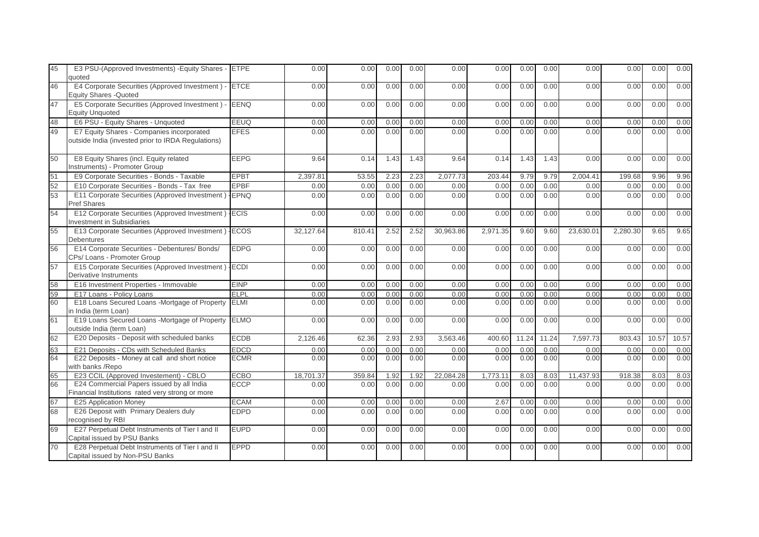| 45 | E3 PSU-(Approved Investments) -Equity Shares - quoted | ETPE | 0.00 | 0.00 | 0.00 | 0.00 | 0.00 | 0.00 | 0.00 | 0.00 | 0.00 | 0.00 | 0.00 | 0.00 |
|---|---|---|---|---|---|---|---|---|---|---|---|---|---|---|
| 46 | E4 Corporate Securities (Approved Investment ) - Equity Shares -Quoted | ETCE | 0.00 | 0.00 | 0.00 | 0.00 | 0.00 | 0.00 | 0.00 | 0.00 | 0.00 | 0.00 | 0.00 | 0.00 |
| 47 | E5 Corporate Securities (Approved Investment ) - Equity Unquoted | EENQ | 0.00 | 0.00 | 0.00 | 0.00 | 0.00 | 0.00 | 0.00 | 0.00 | 0.00 | 0.00 | 0.00 | 0.00 |
| 48 | E6 PSU - Equity Shares - Unquoted | EEUQ | 0.00 | 0.00 | 0.00 | 0.00 | 0.00 | 0.00 | 0.00 | 0.00 | 0.00 | 0.00 | 0.00 | 0.00 |
| 49 | E7 Equity Shares - Companies incorporated outside India (invested prior to IRDA Regulations) | EFES | 0.00 | 0.00 | 0.00 | 0.00 | 0.00 | 0.00 | 0.00 | 0.00 | 0.00 | 0.00 | 0.00 | 0.00 |
| 50 | E8 Equity Shares (incl. Equity related Instruments) - Promoter Group | EEPG | 9.64 | 0.14 | 1.43 | 1.43 | 9.64 | 0.14 | 1.43 | 1.43 | 0.00 | 0.00 | 0.00 | 0.00 |
| 51 | E9 Corporate Securities - Bonds - Taxable | EPBT | 2,397.81 | 53.55 | 2.23 | 2.23 | 2,077.73 | 203.44 | 9.79 | 9.79 | 2,004.41 | 199.68 | 9.96 | 9.96 |
| 52 | E10 Corporate Securities - Bonds - Tax free | EPBF | 0.00 | 0.00 | 0.00 | 0.00 | 0.00 | 0.00 | 0.00 | 0.00 | 0.00 | 0.00 | 0.00 | 0.00 |
| 53 | E11 Corporate Securities (Approved Investment ) - Pref Shares | EPNQ | 0.00 | 0.00 | 0.00 | 0.00 | 0.00 | 0.00 | 0.00 | 0.00 | 0.00 | 0.00 | 0.00 | 0.00 |
| 54 | E12 Corporate Securities (Approved Investment ) - Investment in Subsidiaries | ECIS | 0.00 | 0.00 | 0.00 | 0.00 | 0.00 | 0.00 | 0.00 | 0.00 | 0.00 | 0.00 | 0.00 | 0.00 |
| 55 | E13 Corporate Securities (Approved Investment ) - Debentures | ECOS | 32,127.64 | 810.41 | 2.52 | 2.52 | 30,963.86 | 2,971.35 | 9.60 | 9.60 | 23,630.01 | 2,280.30 | 9.65 | 9.65 |
| 56 | E14 Corporate Securities - Debentures/ Bonds/ CPs/ Loans - Promoter Group | EDPG | 0.00 | 0.00 | 0.00 | 0.00 | 0.00 | 0.00 | 0.00 | 0.00 | 0.00 | 0.00 | 0.00 | 0.00 |
| 57 | E15 Corporate Securities (Approved Investment ) - Derivative Instruments | ECDI | 0.00 | 0.00 | 0.00 | 0.00 | 0.00 | 0.00 | 0.00 | 0.00 | 0.00 | 0.00 | 0.00 | 0.00 |
| 58 | E16 Investment Properties - Immovable | EINP | 0.00 | 0.00 | 0.00 | 0.00 | 0.00 | 0.00 | 0.00 | 0.00 | 0.00 | 0.00 | 0.00 | 0.00 |
| 59 | E17 Loans - Policy Loans | ELPL | 0.00 | 0.00 | 0.00 | 0.00 | 0.00 | 0.00 | 0.00 | 0.00 | 0.00 | 0.00 | 0.00 | 0.00 |
| 60 | E18 Loans Secured Loans -Mortgage of Property in India (term Loan) | ELMI | 0.00 | 0.00 | 0.00 | 0.00 | 0.00 | 0.00 | 0.00 | 0.00 | 0.00 | 0.00 | 0.00 | 0.00 |
| 61 | E19 Loans Secured Loans -Mortgage of Property outside India (term Loan) | ELMO | 0.00 | 0.00 | 0.00 | 0.00 | 0.00 | 0.00 | 0.00 | 0.00 | 0.00 | 0.00 | 0.00 | 0.00 |
| 62 | E20 Deposits - Deposit with scheduled banks | ECDB | 2,126.46 | 62.36 | 2.93 | 2.93 | 3,563.46 | 400.60 | 11.24 | 11.24 | 7,597.73 | 803.43 | 10.57 | 10.57 |
| 63 | E21 Deposits - CDs with Scheduled Banks | EDCD | 0.00 | 0.00 | 0.00 | 0.00 | 0.00 | 0.00 | 0.00 | 0.00 | 0.00 | 0.00 | 0.00 | 0.00 |
| 64 | E22 Deposits - Money at call and short notice with banks /Repo | ECMR | 0.00 | 0.00 | 0.00 | 0.00 | 0.00 | 0.00 | 0.00 | 0.00 | 0.00 | 0.00 | 0.00 | 0.00 |
| 65 | E23 CCIL (Approved Investement) - CBLO | ECBO | 18,701.37 | 359.84 | 1.92 | 1.92 | 22,084.28 | 1,773.11 | 8.03 | 8.03 | 11,437.93 | 918.38 | 8.03 | 8.03 |
| 66 | E24 Commercial Papers issued by all India Financial Institutions rated very strong or more | ECCP | 0.00 | 0.00 | 0.00 | 0.00 | 0.00 | 0.00 | 0.00 | 0.00 | 0.00 | 0.00 | 0.00 | 0.00 |
| 67 | E25 Application Money | ECAM | 0.00 | 0.00 | 0.00 | 0.00 | 0.00 | 2.67 | 0.00 | 0.00 | 0.00 | 0.00 | 0.00 | 0.00 |
| 68 | E26 Deposit with Primary Dealers duly recognised by RBI | EDPD | 0.00 | 0.00 | 0.00 | 0.00 | 0.00 | 0.00 | 0.00 | 0.00 | 0.00 | 0.00 | 0.00 | 0.00 |
| 69 | E27 Perpetual Debt Instruments of Tier I and II Capital issued by PSU Banks | EUPD | 0.00 | 0.00 | 0.00 | 0.00 | 0.00 | 0.00 | 0.00 | 0.00 | 0.00 | 0.00 | 0.00 | 0.00 |
| 70 | E28 Perpetual Debt Instruments of Tier I and II Capital issued by Non-PSU Banks | EPPD | 0.00 | 0.00 | 0.00 | 0.00 | 0.00 | 0.00 | 0.00 | 0.00 | 0.00 | 0.00 | 0.00 | 0.00 |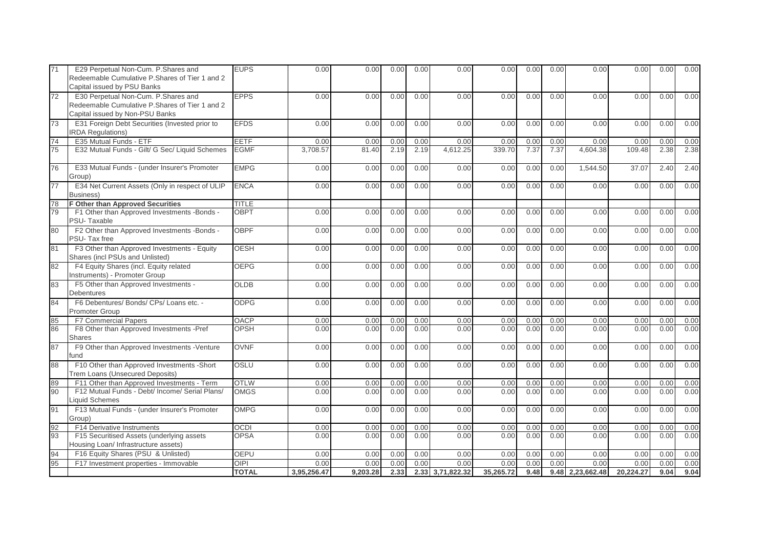| 71 | E29 Perpetual Non-Cum. P.Shares and Redeemable Cumulative P.Shares of Tier 1 and 2 Capital issued by PSU Banks | EUPS | 0.00 | 0.00 | 0.00 | 0.00 | 0.00 | 0.00 | 0.00 | 0.00 | 0.00 | 0.00 | 0.00 | 0.00 |
|---|---|---|---|---|---|---|---|---|---|---|---|---|---|---|
| 72 | E30 Perpetual Non-Cum. P.Shares and Redeemable Cumulative P.Shares of Tier 1 and 2 Capital issued by Non-PSU Banks | EPPS | 0.00 | 0.00 | 0.00 | 0.00 | 0.00 | 0.00 | 0.00 | 0.00 | 0.00 | 0.00 | 0.00 | 0.00 |
| 73 | E31 Foreign Debt Securities (Invested prior to IRDA Regulations) | EFDS | 0.00 | 0.00 | 0.00 | 0.00 | 0.00 | 0.00 | 0.00 | 0.00 | 0.00 | 0.00 | 0.00 | 0.00 |
| 74 | E35 Mutual Funds - ETF | EETF | 0.00 | 0.00 | 0.00 | 0.00 | 0.00 | 0.00 | 0.00 | 0.00 | 0.00 | 0.00 | 0.00 | 0.00 |
| 75 | E32 Mutual Funds - Gilt/ G Sec/ Liquid Schemes | EGMF | 3,708.57 | 81.40 | 2.19 | 2.19 | 4,612.25 | 339.70 | 7.37 | 7.37 | 4,604.38 | 109.48 | 2.38 | 2.38 |
| 76 | E33 Mutual Funds - (under Insurer's Promoter Group) | EMPG | 0.00 | 0.00 | 0.00 | 0.00 | 0.00 | 0.00 | 0.00 | 0.00 | 1,544.50 | 37.07 | 2.40 | 2.40 |
| 77 | E34 Net Current Assets (Only in respect of ULIP Business) | ENCA | 0.00 | 0.00 | 0.00 | 0.00 | 0.00 | 0.00 | 0.00 | 0.00 | 0.00 | 0.00 | 0.00 | 0.00 |
| 78 | **F Other than Approved Securities** | TITLE | | | | | | | | | | | | |
| 79 | F1 Other than Approved Investments -Bonds - PSU- Taxable | OBPT | 0.00 | 0.00 | 0.00 | 0.00 | 0.00 | 0.00 | 0.00 | 0.00 | 0.00 | 0.00 | 0.00 | 0.00 |
| 80 | F2 Other than Approved Investments -Bonds - PSU- Tax free | OBPF | 0.00 | 0.00 | 0.00 | 0.00 | 0.00 | 0.00 | 0.00 | 0.00 | 0.00 | 0.00 | 0.00 | 0.00 |
| 81 | F3 Other than Approved Investments - Equity Shares (incl PSUs and Unlisted) | OESH | 0.00 | 0.00 | 0.00 | 0.00 | 0.00 | 0.00 | 0.00 | 0.00 | 0.00 | 0.00 | 0.00 | 0.00 |
| 82 | F4 Equity Shares (incl. Equity related Instruments) - Promoter Group | OEPG | 0.00 | 0.00 | 0.00 | 0.00 | 0.00 | 0.00 | 0.00 | 0.00 | 0.00 | 0.00 | 0.00 | 0.00 |
| 83 | F5 Other than Approved Investments - Debentures | OLDB | 0.00 | 0.00 | 0.00 | 0.00 | 0.00 | 0.00 | 0.00 | 0.00 | 0.00 | 0.00 | 0.00 | 0.00 |
| 84 | F6 Debentures/ Bonds/ CPs/ Loans etc. - Promoter Group | ODPG | 0.00 | 0.00 | 0.00 | 0.00 | 0.00 | 0.00 | 0.00 | 0.00 | 0.00 | 0.00 | 0.00 | 0.00 |
| 85 | F7 Commercial Papers | OACP | 0.00 | 0.00 | 0.00 | 0.00 | 0.00 | 0.00 | 0.00 | 0.00 | 0.00 | 0.00 | 0.00 | 0.00 |
| 86 | F8 Other than Approved Investments -Pref Shares | OPSH | 0.00 | 0.00 | 0.00 | 0.00 | 0.00 | 0.00 | 0.00 | 0.00 | 0.00 | 0.00 | 0.00 | 0.00 |
| 87 | F9 Other than Approved Investments -Venture fund | OVNF | 0.00 | 0.00 | 0.00 | 0.00 | 0.00 | 0.00 | 0.00 | 0.00 | 0.00 | 0.00 | 0.00 | 0.00 |
| 88 | F10 Other than Approved Investments -Short Trem Loans (Unsecured Deposits) | OSLU | 0.00 | 0.00 | 0.00 | 0.00 | 0.00 | 0.00 | 0.00 | 0.00 | 0.00 | 0.00 | 0.00 | 0.00 |
| 89 | F11 Other than Approved Investments - Term | OTLW | 0.00 | 0.00 | 0.00 | 0.00 | 0.00 | 0.00 | 0.00 | 0.00 | 0.00 | 0.00 | 0.00 | 0.00 |
| 90 | F12 Mutual Funds - Debt/ Income/ Serial Plans/ Liquid Schemes | OMGS | 0.00 | 0.00 | 0.00 | 0.00 | 0.00 | 0.00 | 0.00 | 0.00 | 0.00 | 0.00 | 0.00 | 0.00 |
| 91 | F13 Mutual Funds - (under Insurer's Promoter Group) | OMPG | 0.00 | 0.00 | 0.00 | 0.00 | 0.00 | 0.00 | 0.00 | 0.00 | 0.00 | 0.00 | 0.00 | 0.00 |
| 92 | F14 Derivative Instruments | OCDI | 0.00 | 0.00 | 0.00 | 0.00 | 0.00 | 0.00 | 0.00 | 0.00 | 0.00 | 0.00 | 0.00 | 0.00 |
| 93 | F15 Securitised Assets (underlying assets Housing Loan/ Infrastructure assets) | OPSA | 0.00 | 0.00 | 0.00 | 0.00 | 0.00 | 0.00 | 0.00 | 0.00 | 0.00 | 0.00 | 0.00 | 0.00 |
| 94 | F16 Equity Shares (PSU & Unlisted) | OEPU | 0.00 | 0.00 | 0.00 | 0.00 | 0.00 | 0.00 | 0.00 | 0.00 | 0.00 | 0.00 | 0.00 | 0.00 |
| 95 | F17 Investment properties - Immovable | OIPI | 0.00 | 0.00 | 0.00 | 0.00 | 0.00 | 0.00 | 0.00 | 0.00 | 0.00 | 0.00 | 0.00 | 0.00 |
| | | **TOTAL** | **3,95,256.47** | **9,203.28** | **2.33** | **2.33** | **3,71,822.32** | **35,265.72** | **9.48** | **9.48** | **2,23,662.48** | **20,224.27** | **9.04** | **9.04** |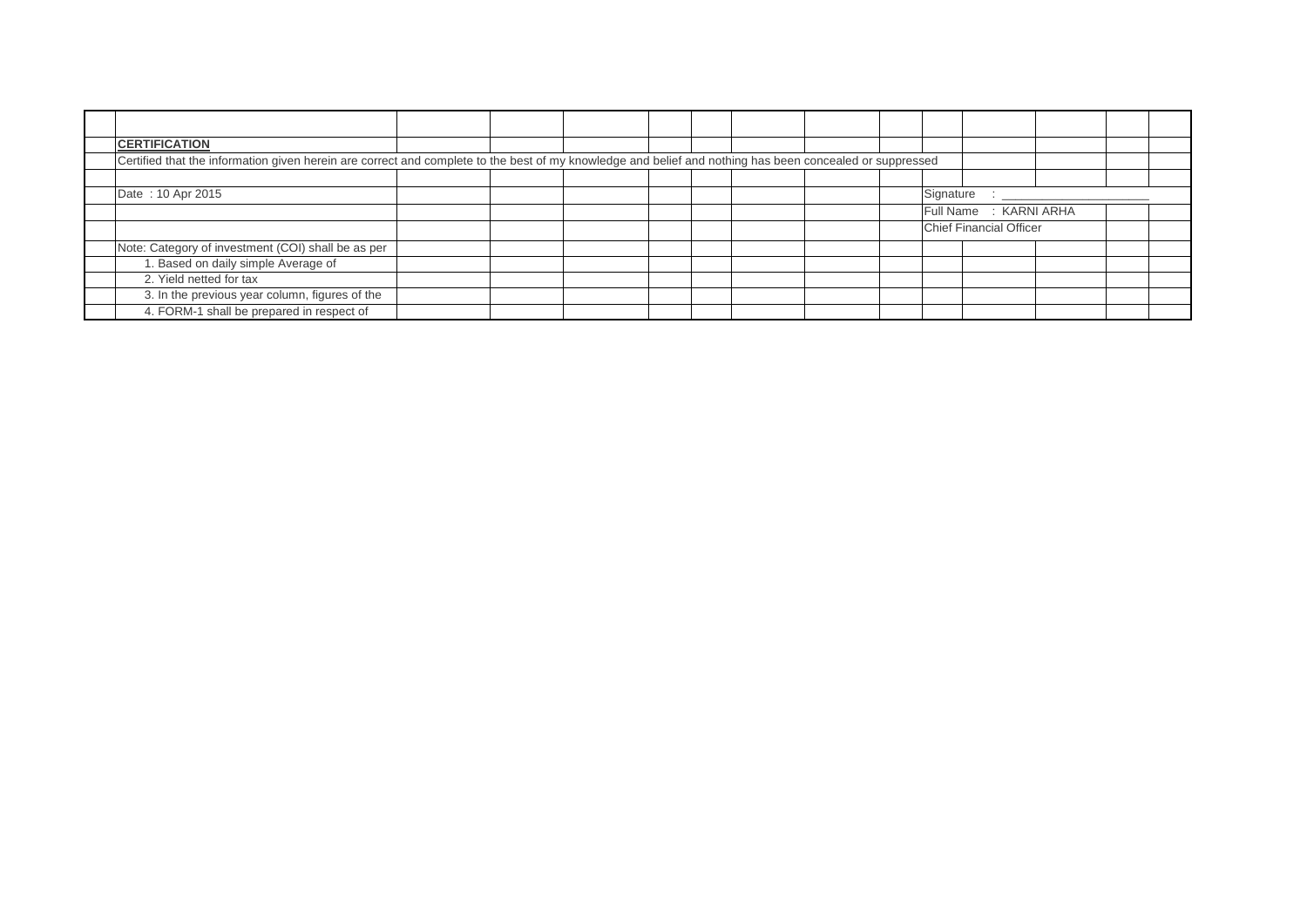**CERTIFICATION**

Certified that the information given herein are correct and complete to the best of my knowledge and belief and nothing has been concealed or suppressed

| | |
|---|---|
| Date : 10 Apr 2015 | Signature : ____________________ |
| | Full Name : KARNI ARHA |
| | Chief Financial Officer |

Note: Category of investment (COI) shall be as per

1. Based on daily simple Average of
2. Yield netted for tax
3. In the previous year column, figures of the
4. FORM-1 shall be prepared in respect of